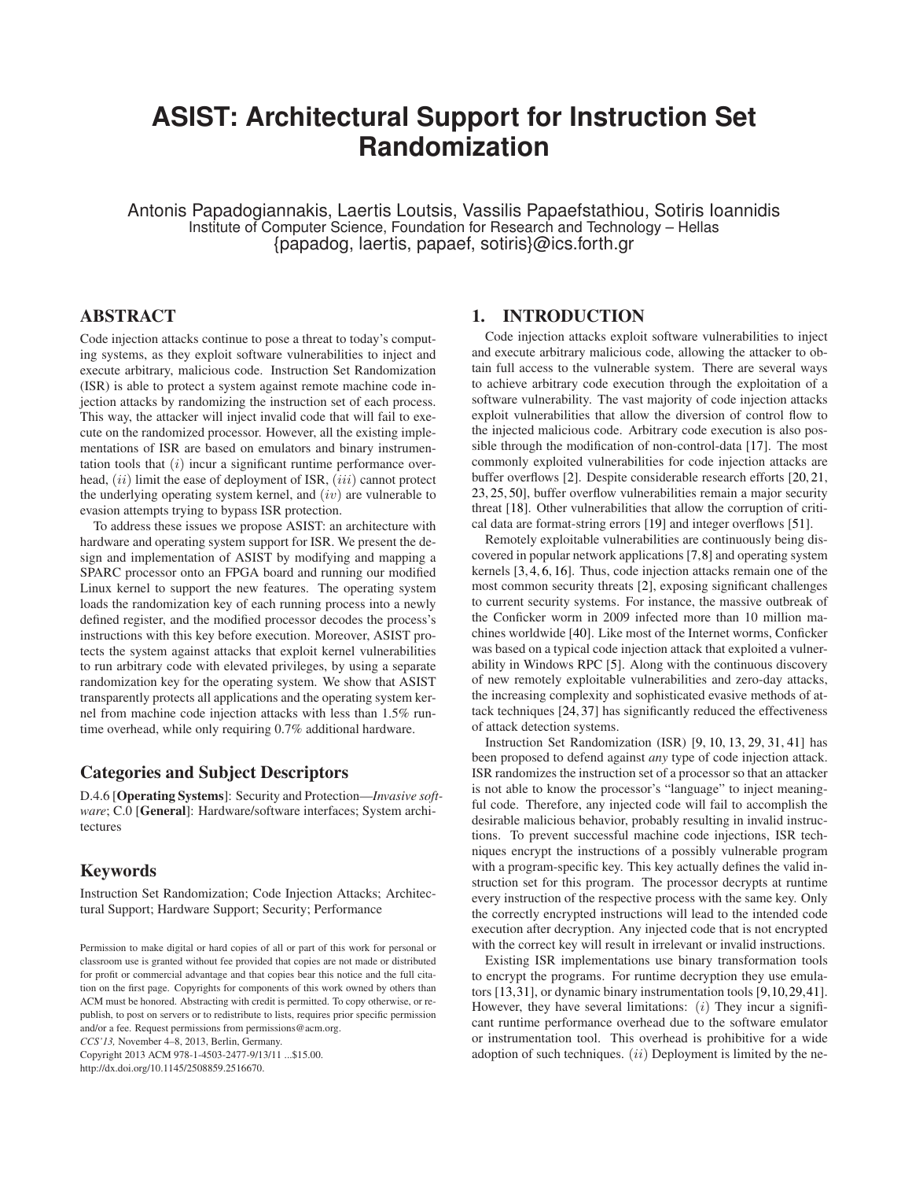# ASIST: Architectural Support for Instruction Set Randomization

Antonis Papadogiannakis, Laertis Loutsis, Vassilis Papaefstathiou, Sotiris Ioannidis
Institute of Computer Science, Foundation for Research and Technology – Hellas
{papadog, laertis, papaef, sotiris}@ics.forth.gr

## ABSTRACT

Code injection attacks continue to pose a threat to today's computing systems, as they exploit software vulnerabilities to inject and execute arbitrary, malicious code. Instruction Set Randomization (ISR) is able to protect a system against remote machine code injection attacks by randomizing the instruction set of each process. This way, the attacker will inject invalid code that will fail to execute on the randomized processor. However, all the existing implementations of ISR are based on emulators and binary instrumentation tools that $(i)$ incur a significant runtime performance overhead, $(ii)$ limit the ease of deployment of ISR, $(iii)$ cannot protect the underlying operating system kernel, and $(iv)$ are vulnerable to evasion attempts trying to bypass ISR protection.

To address these issues we propose ASIST: an architecture with hardware and operating system support for ISR. We present the design and implementation of ASIST by modifying and mapping a SPARC processor onto an FPGA board and running our modified Linux kernel to support the new features. The operating system loads the randomization key of each running process into a newly defined register, and the modified processor decodes the process's instructions with this key before execution. Moreover, ASIST protects the system against attacks that exploit kernel vulnerabilities to run arbitrary code with elevated privileges, by using a separate randomization key for the operating system. We show that ASIST transparently protects all applications and the operating system kernel from machine code injection attacks with less than 1.5% runtime overhead, while only requiring 0.7% additional hardware.

### Categories and Subject Descriptors

D.4.6 [**Operating Systems**]: Security and Protection—*Invasive software*; C.0 [**General**]: Hardware/software interfaces; System architectures

### Keywords

Instruction Set Randomization; Code Injection Attacks; Architectural Support; Hardware Support; Security; Performance

Permission to make digital or hard copies of all or part of this work for personal or classroom use is granted without fee provided that copies are not made or distributed for profit or commercial advantage and that copies bear this notice and the full citation on the first page. Copyrights for components of this work owned by others than ACM must be honored. Abstracting with credit is permitted. To copy otherwise, or republish, to post on servers or to redistribute to lists, requires prior specific permission and/or a fee. Request permissions from permissions@acm.org.
*CCS'13,* November 4–8, 2013, Berlin, Germany.
Copyright 2013 ACM 978-1-4503-2477-9/13/11 ...$15.00.
http://dx.doi.org/10.1145/2508859.2516670.

## 1. INTRODUCTION

Code injection attacks exploit software vulnerabilities to inject and execute arbitrary malicious code, allowing the attacker to obtain full access to the vulnerable system. There are several ways to achieve arbitrary code execution through the exploitation of a software vulnerability. The vast majority of code injection attacks exploit vulnerabilities that allow the diversion of control flow to the injected malicious code. Arbitrary code execution is also possible through the modification of non-control-data [17]. The most commonly exploited vulnerabilities for code injection attacks are buffer overflows [2]. Despite considerable research efforts [20, 21, 23, 25, 50], buffer overflow vulnerabilities remain a major security threat [18]. Other vulnerabilities that allow the corruption of critical data are format-string errors [19] and integer overflows [51].

Remotely exploitable vulnerabilities are continuously being discovered in popular network applications [7, 8] and operating system kernels [3, 4, 6, 16]. Thus, code injection attacks remain one of the most common security threats [2], exposing significant challenges to current security systems. For instance, the massive outbreak of the Conficker worm in 2009 infected more than 10 million machines worldwide [40]. Like most of the Internet worms, Conficker was based on a typical code injection attack that exploited a vulnerability in Windows RPC [5]. Along with the continuous discovery of new remotely exploitable vulnerabilities and zero-day attacks, the increasing complexity and sophisticated evasive methods of attack techniques [24, 37] has significantly reduced the effectiveness of attack detection systems.

Instruction Set Randomization (ISR) [9, 10, 13, 29, 31, 41] has been proposed to defend against *any* type of code injection attack. ISR randomizes the instruction set of a processor so that an attacker is not able to know the processor's "language" to inject meaningful code. Therefore, any injected code will fail to accomplish the desirable malicious behavior, probably resulting in invalid instructions. To prevent successful machine code injections, ISR techniques encrypt the instructions of a possibly vulnerable program with a program-specific key. This key actually defines the valid instruction set for this program. The processor decrypts at runtime every instruction of the respective process with the same key. Only the correctly encrypted instructions will lead to the intended code execution after decryption. Any injected code that is not encrypted with the correct key will result in irrelevant or invalid instructions.

Existing ISR implementations use binary transformation tools to encrypt the programs. For runtime decryption they use emulators [13, 31], or dynamic binary instrumentation tools [9, 10, 29, 41]. However, they have several limitations: $(i)$ They incur a significant runtime performance overhead due to the software emulator or instrumentation tool. This overhead is prohibitive for a wide adoption of such techniques. $(ii)$ Deployment is limited by the ne-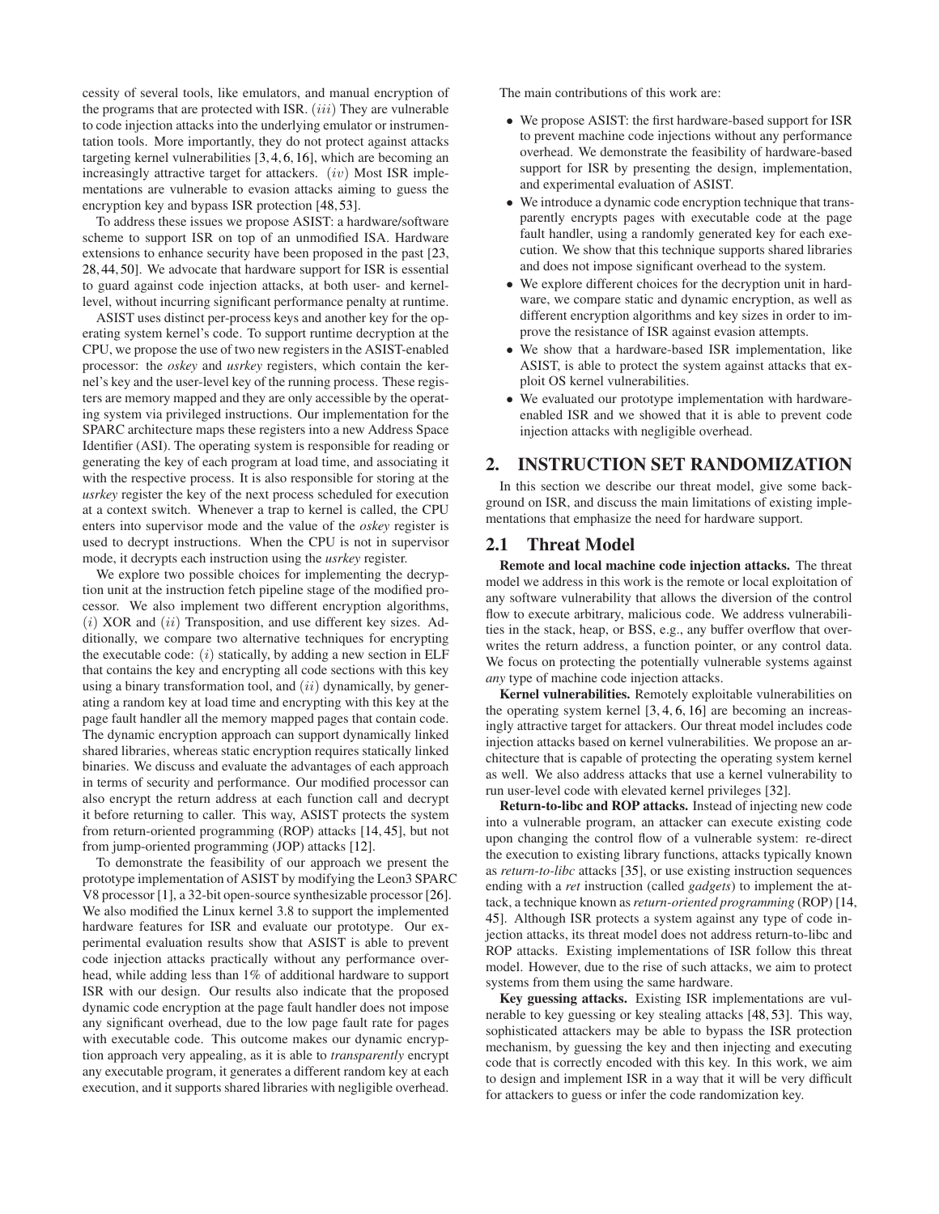cessity of several tools, like emulators, and manual encryption of the programs that are protected with ISR. $(iii)$ They are vulnerable to code injection attacks into the underlying emulator or instrumentation tools. More importantly, they do not protect against attacks targeting kernel vulnerabilities [3, 4, 6, 16], which are becoming an increasingly attractive target for attackers. $(iv)$ Most ISR implementations are vulnerable to evasion attacks aiming to guess the encryption key and bypass ISR protection [48, 53].

To address these issues we propose ASIST: a hardware/software scheme to support ISR on top of an unmodified ISA. Hardware extensions to enhance security have been proposed in the past [23, 28, 44, 50]. We advocate that hardware support for ISR is essential to guard against code injection attacks, at both user- and kernel-level, without incurring significant performance penalty at runtime.

ASIST uses distinct per-process keys and another key for the operating system kernel's code. To support runtime decryption at the CPU, we propose the use of two new registers in the ASIST-enabled processor: the *oskey* and *usrkey* registers, which contain the kernel's key and the user-level key of the running process. These registers are memory mapped and they are only accessible by the operating system via privileged instructions. Our implementation for the SPARC architecture maps these registers into a new Address Space Identifier (ASI). The operating system is responsible for reading or generating the key of each program at load time, and associating it with the respective process. It is also responsible for storing at the *usrkey* register the key of the next process scheduled for execution at a context switch. Whenever a trap to kernel is called, the CPU enters into supervisor mode and the value of the *oskey* register is used to decrypt instructions. When the CPU is not in supervisor mode, it decrypts each instruction using the *usrkey* register.

We explore two possible choices for implementing the decryption unit at the instruction fetch pipeline stage of the modified processor. We also implement two different encryption algorithms, $(i)$ XOR and $(ii)$ Transposition, and use different key sizes. Additionally, we compare two alternative techniques for encrypting the executable code: $(i)$ statically, by adding a new section in ELF that contains the key and encrypting all code sections with this key using a binary transformation tool, and $(ii)$ dynamically, by generating a random key at load time and encrypting with this key at the page fault handler all the memory mapped pages that contain code. The dynamic encryption approach can support dynamically linked shared libraries, whereas static encryption requires statically linked binaries. We discuss and evaluate the advantages of each approach in terms of security and performance. Our modified processor can also encrypt the return address at each function call and decrypt it before returning to caller. This way, ASIST protects the system from return-oriented programming (ROP) attacks [14, 45], but not from jump-oriented programming (JOP) attacks [12].

To demonstrate the feasibility of our approach we present the prototype implementation of ASIST by modifying the Leon3 SPARC V8 processor [1], a 32-bit open-source synthesizable processor [26]. We also modified the Linux kernel 3.8 to support the implemented hardware features for ISR and evaluate our prototype. Our experimental evaluation results show that ASIST is able to prevent code injection attacks practically without any performance overhead, while adding less than 1% of additional hardware to support ISR with our design. Our results also indicate that the proposed dynamic code encryption at the page fault handler does not impose any significant overhead, due to the low page fault rate for pages with executable code. This outcome makes our dynamic encryption approach very appealing, as it is able to *transparently* encrypt any executable program, it generates a different random key at each execution, and it supports shared libraries with negligible overhead.

The main contributions of this work are:

- We propose ASIST: the first hardware-based support for ISR to prevent machine code injections without any performance overhead. We demonstrate the feasibility of hardware-based support for ISR by presenting the design, implementation, and experimental evaluation of ASIST.
- We introduce a dynamic code encryption technique that transparently encrypts pages with executable code at the page fault handler, using a randomly generated key for each execution. We show that this technique supports shared libraries and does not impose significant overhead to the system.
- We explore different choices for the decryption unit in hardware, we compare static and dynamic encryption, as well as different encryption algorithms and key sizes in order to improve the resistance of ISR against evasion attempts.
- We show that a hardware-based ISR implementation, like ASIST, is able to protect the system against attacks that exploit OS kernel vulnerabilities.
- We evaluated our prototype implementation with hardware-enabled ISR and we showed that it is able to prevent code injection attacks with negligible overhead.

## 2. INSTRUCTION SET RANDOMIZATION

In this section we describe our threat model, give some background on ISR, and discuss the main limitations of existing implementations that emphasize the need for hardware support.

### 2.1 Threat Model

**Remote and local machine code injection attacks.** The threat model we address in this work is the remote or local exploitation of any software vulnerability that allows the diversion of the control flow to execute arbitrary, malicious code. We address vulnerabilities in the stack, heap, or BSS, e.g., any buffer overflow that overwrites the return address, a function pointer, or any control data. We focus on protecting the potentially vulnerable systems against *any* type of machine code injection attacks.

**Kernel vulnerabilities.** Remotely exploitable vulnerabilities on the operating system kernel [3, 4, 6, 16] are becoming an increasingly attractive target for attackers. Our threat model includes code injection attacks based on kernel vulnerabilities. We propose an architecture that is capable of protecting the operating system kernel as well. We also address attacks that use a kernel vulnerability to run user-level code with elevated kernel privileges [32].

**Return-to-libc and ROP attacks.** Instead of injecting new code into a vulnerable program, an attacker can execute existing code upon changing the control flow of a vulnerable system: re-direct the execution to existing library functions, attacks typically known as *return-to-libc* attacks [35], or use existing instruction sequences ending with a *ret* instruction (called *gadgets*) to implement the attack, a technique known as *return-oriented programming* (ROP) [14, 45]. Although ISR protects a system against any type of code injection attacks, its threat model does not address return-to-libc and ROP attacks. Existing implementations of ISR follow this threat model. However, due to the rise of such attacks, we aim to protect systems from them using the same hardware.

**Key guessing attacks.** Existing ISR implementations are vulnerable to key guessing or key stealing attacks [48, 53]. This way, sophisticated attackers may be able to bypass the ISR protection mechanism, by guessing the key and then injecting and executing code that is correctly encoded with this key. In this work, we aim to design and implement ISR in a way that it will be very difficult for attackers to guess or infer the code randomization key.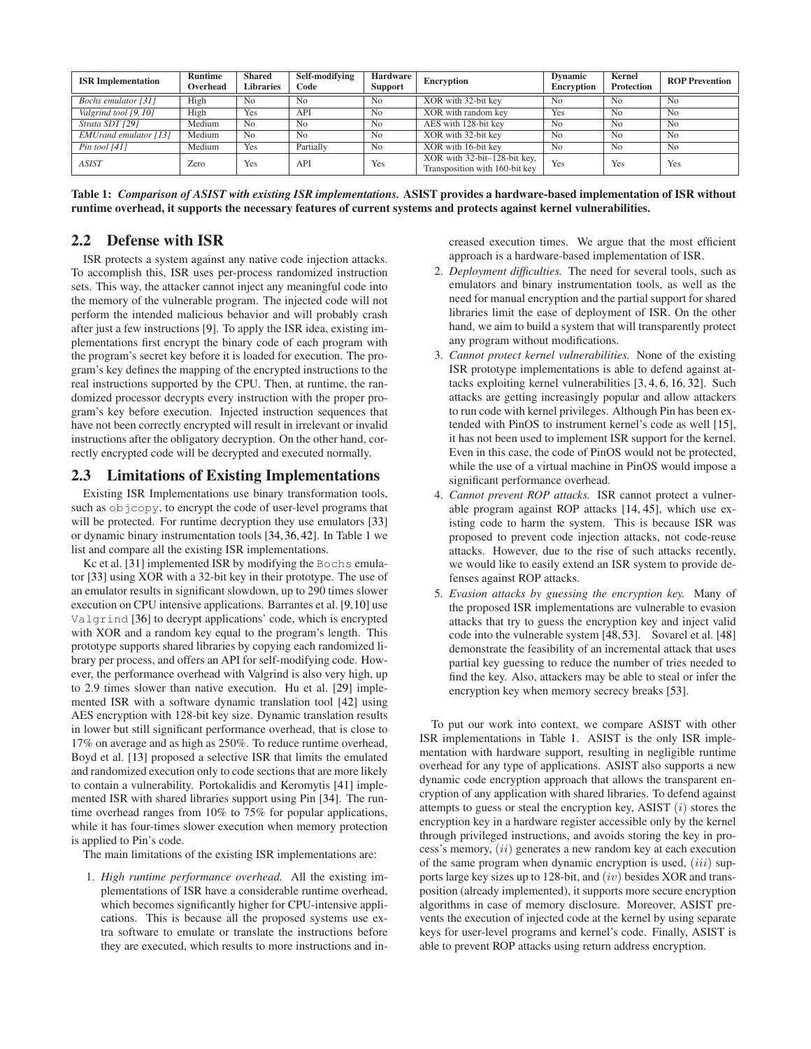| ISR Implementation | Runtime Overhead | Shared Libraries | Self-modifying Code | Hardware Support | Encryption | Dynamic Encryption | Kernel Protection | ROP Prevention |
|---|---|---|---|---|---|---|---|---|
| *Bochs emulator [31]* | High | No | No | No | XOR with 32-bit key | No | No | No |
| *Valgrind tool [9, 10]* | High | Yes | API | No | XOR with random key | Yes | No | No |
| *Strata SDT [29]* | Medium | No | No | No | AES with 128-bit key | No | No | No |
| *EMUrand emulator [13]* | Medium | No | No | No | XOR with 32-bit key | No | No | No |
| *Pin tool [41]* | Medium | Yes | Partially | No | XOR with 16-bit key | No | No | No |
| *ASIST* | Zero | Yes | API | Yes | XOR with 32-bit–128-bit key, Transposition with 160-bit key | Yes | Yes | Yes |

**Table 1:** ***Comparison of ASIST with existing ISR implementations.*** **ASIST provides a hardware-based implementation of ISR without runtime overhead, it supports the necessary features of current systems and protects against kernel vulnerabilities.**

## 2.2 Defense with ISR

ISR protects a system against any native code injection attacks. To accomplish this, ISR uses per-process randomized instruction sets. This way, the attacker cannot inject any meaningful code into the memory of the vulnerable program. The injected code will not perform the intended malicious behavior and will probably crash after just a few instructions [9]. To apply the ISR idea, existing implementations first encrypt the binary code of each program with the program's secret key before it is loaded for execution. The program's key defines the mapping of the encrypted instructions to the real instructions supported by the CPU. Then, at runtime, the randomized processor decrypts every instruction with the proper program's key before execution. Injected instruction sequences that have not been correctly encrypted will result in irrelevant or invalid instructions after the obligatory decryption. On the other hand, correctly encrypted code will be decrypted and executed normally.

## 2.3 Limitations of Existing Implementations

Existing ISR Implementations use binary transformation tools, such as `objcopy`, to encrypt the code of user-level programs that will be protected. For runtime decryption they use emulators [33] or dynamic binary instrumentation tools [34, 36, 42]. In Table 1 we list and compare all the existing ISR implementations.

Kc et al. [31] implemented ISR by modifying the `Bochs` emulator [33] using XOR with a 32-bit key in their prototype. The use of an emulator results in significant slowdown, up to 290 times slower execution on CPU intensive applications. Barrantes et al. [9,10] use `Valgrind` [36] to decrypt applications' code, which is encrypted with XOR and a random key equal to the program's length. This prototype supports shared libraries by copying each randomized library per process, and offers an API for self-modifying code. However, the performance overhead with Valgrind is also very high, up to 2.9 times slower than native execution. Hu et al. [29] implemented ISR with a software dynamic translation tool [42] using AES encryption with 128-bit key size. Dynamic translation results in lower but still significant performance overhead, that is close to 17% on average and as high as 250%. To reduce runtime overhead, Boyd et al. [13] proposed a selective ISR that limits the emulated and randomized execution only to code sections that are more likely to contain a vulnerability. Portokalidis and Keromytis [41] implemented ISR with shared libraries support using Pin [34]. The runtime overhead ranges from 10% to 75% for popular applications, while it has four-times slower execution when memory protection is applied to Pin's code.

The main limitations of the existing ISR implementations are:

1. *High runtime performance overhead.* All the existing implementations of ISR have a considerable runtime overhead, which becomes significantly higher for CPU-intensive applications. This is because all the proposed systems use extra software to emulate or translate the instructions before they are executed, which results to more instructions and increased execution times. We argue that the most efficient approach is a hardware-based implementation of ISR.
2. *Deployment difficulties.* The need for several tools, such as emulators and binary instrumentation tools, as well as the need for manual encryption and the partial support for shared libraries limit the ease of deployment of ISR. On the other hand, we aim to build a system that will transparently protect any program without modifications.
3. *Cannot protect kernel vulnerabilities.* None of the existing ISR prototype implementations is able to defend against attacks exploiting kernel vulnerabilities [3, 4, 6, 16, 32]. Such attacks are getting increasingly popular and allow attackers to run code with kernel privileges. Although Pin has been extended with PinOS to instrument kernel's code as well [15], it has not been used to implement ISR support for the kernel. Even in this case, the code of PinOS would not be protected, while the use of a virtual machine in PinOS would impose a significant performance overhead.
4. *Cannot prevent ROP attacks.* ISR cannot protect a vulnerable program against ROP attacks [14, 45], which use existing code to harm the system. This is because ISR was proposed to prevent code injection attacks, not code-reuse attacks. However, due to the rise of such attacks recently, we would like to easily extend an ISR system to provide defenses against ROP attacks.
5. *Evasion attacks by guessing the encryption key.* Many of the proposed ISR implementations are vulnerable to evasion attacks that try to guess the encryption key and inject valid code into the vulnerable system [48, 53]. Sovarel et al. [48] demonstrate the feasibility of an incremental attack that uses partial key guessing to reduce the number of tries needed to find the key. Also, attackers may be able to steal or infer the encryption key when memory secrecy breaks [53].

To put our work into context, we compare ASIST with other ISR implementations in Table 1. ASIST is the only ISR implementation with hardware support, resulting in negligible runtime overhead for any type of applications. ASIST also supports a new dynamic code encryption approach that allows the transparent encryption of any application with shared libraries. To defend against attempts to guess or steal the encryption key, ASIST $(i)$ stores the encryption key in a hardware register accessible only by the kernel through privileged instructions, and avoids storing the key in process's memory, $(ii)$ generates a new random key at each execution of the same program when dynamic encryption is used, $(iii)$ supports large key sizes up to 128-bit, and $(iv)$ besides XOR and transposition (already implemented), it supports more secure encryption algorithms in case of memory disclosure. Moreover, ASIST prevents the execution of injected code at the kernel by using separate keys for user-level programs and kernel's code. Finally, ASIST is able to prevent ROP attacks using return address encryption.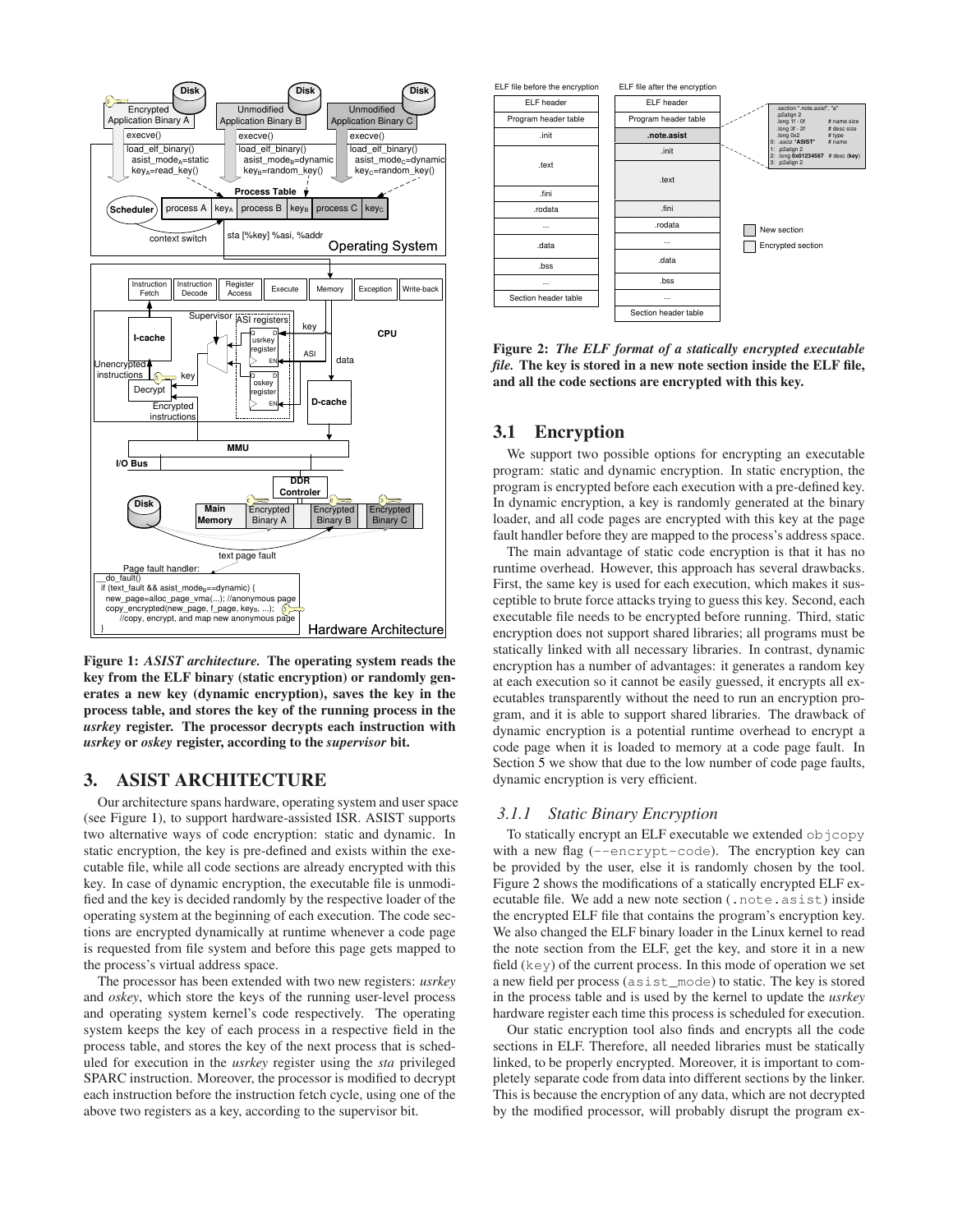Figure 1: *ASIST architecture.* The operating system reads the key from the ELF binary (static encryption) or randomly generates a new key (dynamic encryption), saves the key in the process table, and stores the key of the running process in the *usrkey* register. The processor decrypts each instruction with *usrkey* or *oskey* register, according to the *supervisor* bit.

Figure 2: *The ELF format of a statically encrypted executable file.* The key is stored in a new note section inside the ELF file, and all the code sections are encrypted with this key.

## 3. ASIST ARCHITECTURE

Our architecture spans hardware, operating system and user space (see Figure 1), to support hardware-assisted ISR. ASIST supports two alternative ways of code encryption: static and dynamic. In static encryption, the key is pre-defined and exists within the executable file, while all code sections are already encrypted with this key. In case of dynamic encryption, the executable file is unmodified and the key is decided randomly by the respective loader of the operating system at the beginning of each execution. The code sections are encrypted dynamically at runtime whenever a code page is requested from file system and before this page gets mapped to the process's virtual address space.

The processor has been extended with two new registers: *usrkey* and *oskey*, which store the keys of the running user-level process and operating system kernel's code respectively. The operating system keeps the key of each process in a respective field in the process table, and stores the key of the next process that is scheduled for execution in the *usrkey* register using the *sta* privileged SPARC instruction. Moreover, the processor is modified to decrypt each instruction before the instruction fetch cycle, using one of the above two registers as a key, according to the supervisor bit.

### 3.1 Encryption

We support two possible options for encrypting an executable program: static and dynamic encryption. In static encryption, the program is encrypted before each execution with a pre-defined key. In dynamic encryption, a key is randomly generated at the binary loader, and all code pages are encrypted with this key at the page fault handler before they are mapped to the process's address space.

The main advantage of static code encryption is that it has no runtime overhead. However, this approach has several drawbacks. First, the same key is used for each execution, which makes it susceptible to brute force attacks trying to guess this key. Second, each executable file needs to be encrypted before running. Third, static encryption does not support shared libraries; all programs must be statically linked with all necessary libraries. In contrast, dynamic encryption has a number of advantages: it generates a random key at each execution so it cannot be easily guessed, it encrypts all executables transparently without the need to run an encryption program, and it is able to support shared libraries. The drawback of dynamic encryption is a potential runtime overhead to encrypt a code page when it is loaded to memory at a code page fault. In Section 5 we show that due to the low number of code page faults, dynamic encryption is very efficient.

#### *3.1.1 Static Binary Encryption*

To statically encrypt an ELF executable we extended `objcopy` with a new flag (`--encrypt-code`). The encryption key can be provided by the user, else it is randomly chosen by the tool. Figure 2 shows the modifications of a statically encrypted ELF executable file. We add a new note section (`.note.asist`) inside the encrypted ELF file that contains the program's encryption key. We also changed the ELF binary loader in the Linux kernel to read the note section from the ELF, get the key, and store it in a new field (`key`) of the current process. In this mode of operation we set a new field per process (`asist_mode`) to static. The key is stored in the process table and is used by the kernel to update the *usrkey* hardware register each time this process is scheduled for execution.

Our static encryption tool also finds and encrypts all the code sections in ELF. Therefore, all needed libraries must be statically linked, to be properly encrypted. Moreover, it is important to completely separate code from data into different sections by the linker. This is because the encryption of any data, which are not decrypted by the modified processor, will probably disrupt the program ex-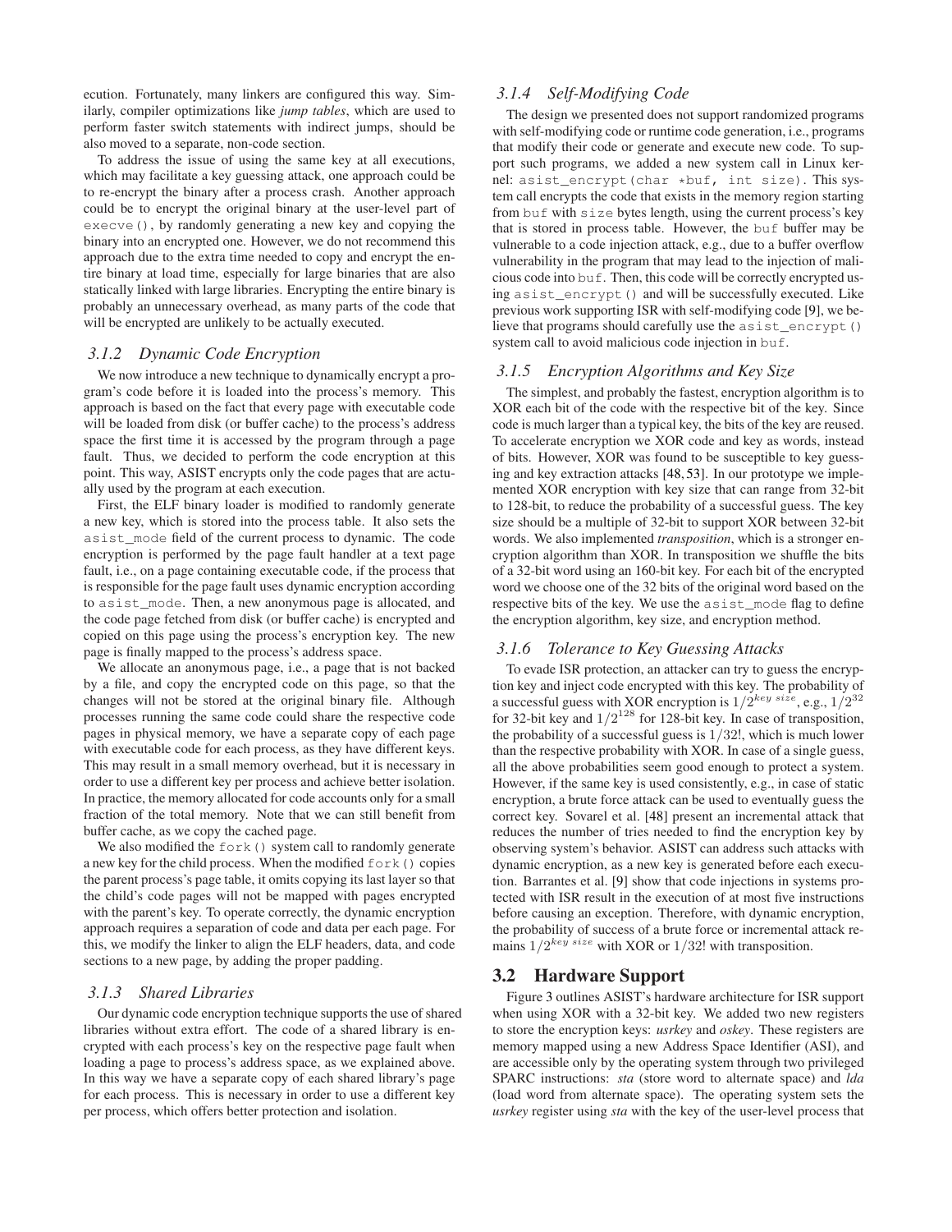ecution. Fortunately, many linkers are configured this way. Similarly, compiler optimizations like *jump tables*, which are used to perform faster switch statements with indirect jumps, should be also moved to a separate, non-code section.

To address the issue of using the same key at all executions, which may facilitate a key guessing attack, one approach could be to re-encrypt the binary after a process crash. Another approach could be to encrypt the original binary at the user-level part of `execve()`, by randomly generating a new key and copying the binary into an encrypted one. However, we do not recommend this approach due to the extra time needed to copy and encrypt the entire binary at load time, especially for large binaries that are also statically linked with large libraries. Encrypting the entire binary is probably an unnecessary overhead, as many parts of the code that will be encrypted are unlikely to be actually executed.

### 3.1.2 Dynamic Code Encryption

We now introduce a new technique to dynamically encrypt a program's code before it is loaded into the process's memory. This approach is based on the fact that every page with executable code will be loaded from disk (or buffer cache) to the process's address space the first time it is accessed by the program through a page fault. Thus, we decided to perform the code encryption at this point. This way, ASIST encrypts only the code pages that are actually used by the program at each execution.

First, the ELF binary loader is modified to randomly generate a new key, which is stored into the process table. It also sets the `asist_mode` field of the current process to dynamic. The code encryption is performed by the page fault handler at a text page fault, i.e., on a page containing executable code, if the process that is responsible for the page fault uses dynamic encryption according to `asist_mode`. Then, a new anonymous page is allocated, and the code page fetched from disk (or buffer cache) is encrypted and copied on this page using the process's encryption key. The new page is finally mapped to the process's address space.

We allocate an anonymous page, i.e., a page that is not backed by a file, and copy the encrypted code on this page, so that the changes will not be stored at the original binary file. Although processes running the same code could share the respective code pages in physical memory, we have a separate copy of each page with executable code for each process, as they have different keys. This may result in a small memory overhead, but it is necessary in order to use a different key per process and achieve better isolation. In practice, the memory allocated for code accounts only for a small fraction of the total memory. Note that we can still benefit from buffer cache, as we copy the cached page.

We also modified the `fork()` system call to randomly generate a new key for the child process. When the modified `fork()` copies the parent process's page table, it omits copying its last layer so that the child's code pages will not be mapped with pages encrypted with the parent's key. To operate correctly, the dynamic encryption approach requires a separation of code and data per each page. For this, we modify the linker to align the ELF headers, data, and code sections to a new page, by adding the proper padding.

### 3.1.3 Shared Libraries

Our dynamic code encryption technique supports the use of shared libraries without extra effort. The code of a shared library is encrypted with each process's key on the respective page fault when loading a page to process's address space, as we explained above. In this way we have a separate copy of each shared library's page for each process. This is necessary in order to use a different key per process, which offers better protection and isolation.

### 3.1.4 Self-Modifying Code

The design we presented does not support randomized programs with self-modifying code or runtime code generation, i.e., programs that modify their code or generate and execute new code. To support such programs, we added a new system call in Linux kernel: `asist_encrypt(char *buf, int size)`. This system call encrypts the code that exists in the memory region starting from `buf` with `size` bytes length, using the current process's key that is stored in process table. However, the `buf` buffer may be vulnerable to a code injection attack, e.g., due to a buffer overflow vulnerability in the program that may lead to the injection of malicious code into `buf`. Then, this code will be correctly encrypted using `asist_encrypt()` and will be successfully executed. Like previous work supporting ISR with self-modifying code [9], we believe that programs should carefully use the `asist_encrypt()` system call to avoid malicious code injection in `buf`.

### 3.1.5 Encryption Algorithms and Key Size

The simplest, and probably the fastest, encryption algorithm is to XOR each bit of the code with the respective bit of the key. Since code is much larger than a typical key, the bits of the key are reused. To accelerate encryption we XOR code and key as words, instead of bits. However, XOR was found to be susceptible to key guessing and key extraction attacks [48, 53]. In our prototype we implemented XOR encryption with key size that can range from 32-bit to 128-bit, to reduce the probability of a successful guess. The key size should be a multiple of 32-bit to support XOR between 32-bit words. We also implemented *transposition*, which is a stronger encryption algorithm than XOR. In transposition we shuffle the bits of a 32-bit word using an 160-bit key. For each bit of the encrypted word we choose one of the 32 bits of the original word based on the respective bits of the key. We use the `asist_mode` flag to define the encryption algorithm, key size, and encryption method.

### 3.1.6 Tolerance to Key Guessing Attacks

To evade ISR protection, an attacker can try to guess the encryption key and inject code encrypted with this key. The probability of a successful guess with XOR encryption is $1/2^{key\ size}$, e.g., $1/2^{32}$ for 32-bit key and $1/2^{128}$ for 128-bit key. In case of transposition, the probability of a successful guess is $1/32!$, which is much lower than the respective probability with XOR. In case of a single guess, all the above probabilities seem good enough to protect a system. However, if the same key is used consistently, e.g., in case of static encryption, a brute force attack can be used to eventually guess the correct key. Sovarel et al. [48] present an incremental attack that reduces the number of tries needed to find the encryption key by observing system's behavior. ASIST can address such attacks with dynamic encryption, as a new key is generated before each execution. Barrantes et al. [9] show that code injections in systems protected with ISR result in the execution of at most five instructions before causing an exception. Therefore, with dynamic encryption, the probability of success of a brute force or incremental attack remains $1/2^{key\ size}$ with XOR or $1/32!$ with transposition.

## 3.2 Hardware Support

Figure 3 outlines ASIST's hardware architecture for ISR support when using XOR with a 32-bit key. We added two new registers to store the encryption keys: *usrkey* and *oskey*. These registers are memory mapped using a new Address Space Identifier (ASI), and are accessible only by the operating system through two privileged SPARC instructions: *sta* (store word to alternate space) and *lda* (load word from alternate space). The operating system sets the *usrkey* register using *sta* with the key of the user-level process that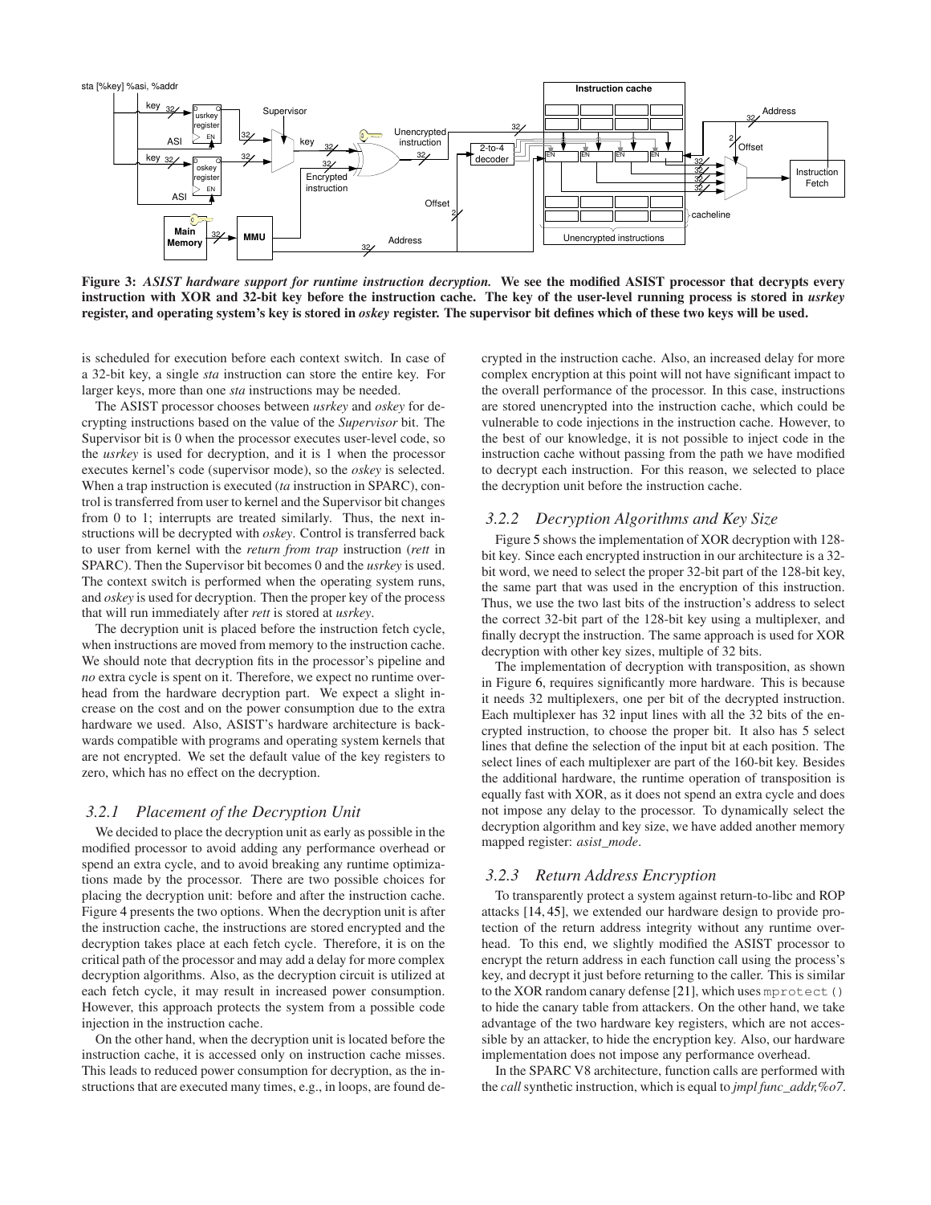Figure 3: *ASIST hardware support for runtime instruction decryption.* We see the modified ASIST processor that decrypts every instruction with XOR and 32-bit key before the instruction cache. The key of the user-level running process is stored in *usrkey* register, and operating system's key is stored in *oskey* register. The supervisor bit defines which of these two keys will be used.

is scheduled for execution before each context switch. In case of a 32-bit key, a single *sta* instruction can store the entire key. For larger keys, more than one *sta* instructions may be needed.

The ASIST processor chooses between *usrkey* and *oskey* for decrypting instructions based on the value of the *Supervisor* bit. The Supervisor bit is 0 when the processor executes user-level code, so the *usrkey* is used for decryption, and it is 1 when the processor executes kernel's code (supervisor mode), so the *oskey* is selected. When a trap instruction is executed (*ta* instruction in SPARC), control is transferred from user to kernel and the Supervisor bit changes from 0 to 1; interrupts are treated similarly. Thus, the next instructions will be decrypted with *oskey*. Control is transferred back to user from kernel with the *return from trap* instruction (*rett* in SPARC). Then the Supervisor bit becomes 0 and the *usrkey* is used. The context switch is performed when the operating system runs, and *oskey* is used for decryption. Then the proper key of the process that will run immediately after *rett* is stored at *usrkey*.

The decryption unit is placed before the instruction fetch cycle, when instructions are moved from memory to the instruction cache. We should note that decryption fits in the processor's pipeline and *no* extra cycle is spent on it. Therefore, we expect no runtime overhead from the hardware decryption part. We expect a slight increase on the cost and on the power consumption due to the extra hardware we used. Also, ASIST's hardware architecture is backwards compatible with programs and operating system kernels that are not encrypted. We set the default value of the key registers to zero, which has no effect on the decryption.

### 3.2.1 Placement of the Decryption Unit

We decided to place the decryption unit as early as possible in the modified processor to avoid adding any performance overhead or spend an extra cycle, and to avoid breaking any runtime optimizations made by the processor. There are two possible choices for placing the decryption unit: before and after the instruction cache. Figure 4 presents the two options. When the decryption unit is after the instruction cache, the instructions are stored encrypted and the decryption takes place at each fetch cycle. Therefore, it is on the critical path of the processor and may add a delay for more complex decryption algorithms. Also, as the decryption circuit is utilized at each fetch cycle, it may result in increased power consumption. However, this approach protects the system from a possible code injection in the instruction cache.

On the other hand, when the decryption unit is located before the instruction cache, it is accessed only on instruction cache misses. This leads to reduced power consumption for decryption, as the instructions that are executed many times, e.g., in loops, are found decrypted in the instruction cache. Also, an increased delay for more complex encryption at this point will not have significant impact to the overall performance of the processor. In this case, instructions are stored unencrypted into the instruction cache, which could be vulnerable to code injections in the instruction cache. However, to the best of our knowledge, it is not possible to inject code in the instruction cache without passing from the path we have modified to decrypt each instruction. For this reason, we selected to place the decryption unit before the instruction cache.

### 3.2.2 Decryption Algorithms and Key Size

Figure 5 shows the implementation of XOR decryption with 128-bit key. Since each encrypted instruction in our architecture is a 32-bit word, we need to select the proper 32-bit part of the 128-bit key, the same part that was used in the encryption of this instruction. Thus, we use the two last bits of the instruction's address to select the correct 32-bit part of the 128-bit key using a multiplexer, and finally decrypt the instruction. The same approach is used for XOR decryption with other key sizes, multiple of 32 bits.

The implementation of decryption with transposition, as shown in Figure 6, requires significantly more hardware. This is because it needs 32 multiplexers, one per bit of the decrypted instruction. Each multiplexer has 32 input lines with all the 32 bits of the encrypted instruction, to choose the proper bit. It also has 5 select lines that define the selection of the input bit at each position. The select lines of each multiplexer are part of the 160-bit key. Besides the additional hardware, the runtime operation of transposition is equally fast with XOR, as it does not spend an extra cycle and does not impose any delay to the processor. To dynamically select the decryption algorithm and key size, we have added another memory mapped register: *asist_mode*.

### 3.2.3 Return Address Encryption

To transparently protect a system against return-to-libc and ROP attacks [14, 45], we extended our hardware design to provide protection of the return address integrity without any runtime overhead. To this end, we slightly modified the ASIST processor to encrypt the return address in each function call using the process's key, and decrypt it just before returning to the caller. This is similar to the XOR random canary defense [21], which uses `mprotect()` to hide the canary table from attackers. On the other hand, we take advantage of the two hardware key registers, which are not accessible by an attacker, to hide the encryption key. Also, our hardware implementation does not impose any performance overhead.

In the SPARC V8 architecture, function calls are performed with the *call* synthetic instruction, which is equal to *jmpl func_addr,%o7*.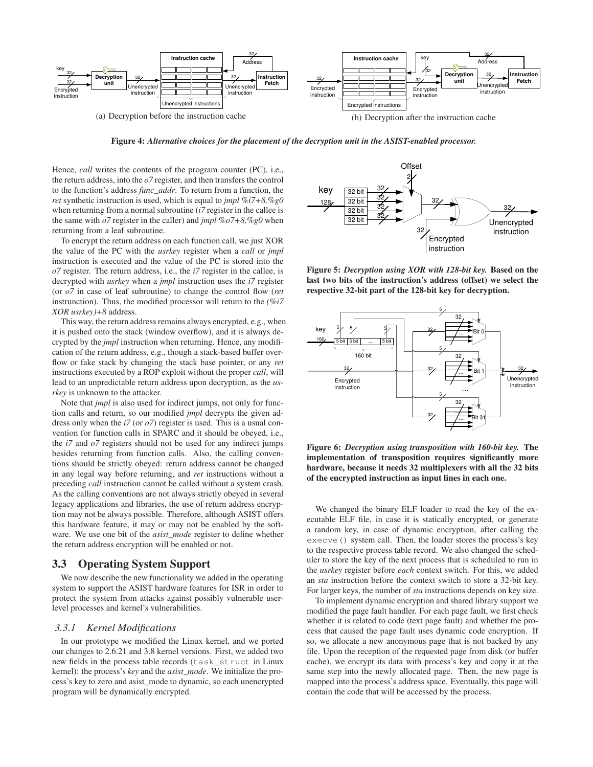(a) Decryption before the instruction cache

(b) Decryption after the instruction cache

**Figure 4:** ***Alternative choices for the placement of the decryption unit in the ASIST-enabled processor.***

Hence, *call* writes the contents of the program counter (PC), i.e., the return address, into the *o7* register, and then transfers the control to the function's address *func_addr*. To return from a function, the *ret* synthetic instruction is used, which is equal to *jmpl %i7+8,%g0* when returning from a normal subroutine (*i7* register in the callee is the same with *o7* register in the caller) and *jmpl %o7+8,%g0* when returning from a leaf subroutine.

To encrypt the return address on each function call, we just XOR the value of the PC with the *usrkey* register when a *call* or *jmpl* instruction is executed and the value of the PC is stored into the *o7* register. The return address, i.e., the *i7* register in the callee, is decrypted with *usrkey* when a *jmpl* instruction uses the *i7* register (or *o7* in case of leaf subroutine) to change the control flow (*ret* instruction). Thus, the modified processor will return to the *(%i7 XOR usrkey)+8* address.

This way, the return address remains always encrypted, e.g., when it is pushed onto the stack (window overflow), and it is always decrypted by the *jmpl* instruction when returning. Hence, any modification of the return address, e.g., though a stack-based buffer overflow or fake stack by changing the stack base pointer, or any *ret* instructions executed by a ROP exploit without the proper *call*, will lead to an unpredictable return address upon decryption, as the *usrkey* is unknown to the attacker.

Note that *jmpl* is also used for indirect jumps, not only for function calls and return, so our modified *jmpl* decrypts the given address only when the *i7* (or *o7*) register is used. This is a usual convention for function calls in SPARC and it should be obeyed, i.e., the *i7* and *o7* registers should not be used for any indirect jumps besides returning from function calls. Also, the calling conventions should be strictly obeyed: return address cannot be changed in any legal way before returning, and *ret* instructions without a preceding *call* instruction cannot be called without a system crash. As the calling conventions are not always strictly obeyed in several legacy applications and libraries, the use of return address encryption may not be always possible. Therefore, although ASIST offers this hardware feature, it may or may not be enabled by the software. We use one bit of the *asist_mode* register to define whether the return address encryption will be enabled or not.

## 3.3 Operating System Support

We now describe the new functionality we added in the operating system to support the ASIST hardware features for ISR in order to protect the system from attacks against possibly vulnerable user-level processes and kernel's vulnerabilities.

### 3.3.1 Kernel Modifications

In our prototype we modified the Linux kernel, and we ported our changes to 2.6.21 and 3.8 kernel versions. First, we added two new fields in the process table records (`task_struct` in Linux kernel): the process's *key* and the *asist_mode*. We initialize the process's key to zero and asist_mode to dynamic, so each unencrypted program will be dynamically encrypted.

**Figure 5:** ***Decryption using XOR with 128-bit key.*** **Based on the last two bits of the instruction's address (offset) we select the respective 32-bit part of the 128-bit key for decryption.**

**Figure 6:** ***Decryption using transposition with 160-bit key.*** **The implementation of transposition requires significantly more hardware, because it needs 32 multiplexers with all the 32 bits of the encrypted instruction as input lines in each one.**

We changed the binary ELF loader to read the key of the executable ELF file, in case it is statically encrypted, or generate a random key, in case of dynamic encryption, after calling the `execve()` system call. Then, the loader stores the process's key to the respective process table record. We also changed the scheduler to store the key of the next process that is scheduled to run in the *usrkey* register before *each* context switch. For this, we added an *sta* instruction before the context switch to store a 32-bit key. For larger keys, the number of *sta* instructions depends on key size.

To implement dynamic encryption and shared library support we modified the page fault handler. For each page fault, we first check whether it is related to code (text page fault) and whether the process that caused the page fault uses dynamic code encryption. If so, we allocate a new anonymous page that is not backed by any file. Upon the reception of the requested page from disk (or buffer cache), we encrypt its data with process's key and copy it at the same step into the newly allocated page. Then, the new page is mapped into the process's address space. Eventually, this page will contain the code that will be accessed by the process.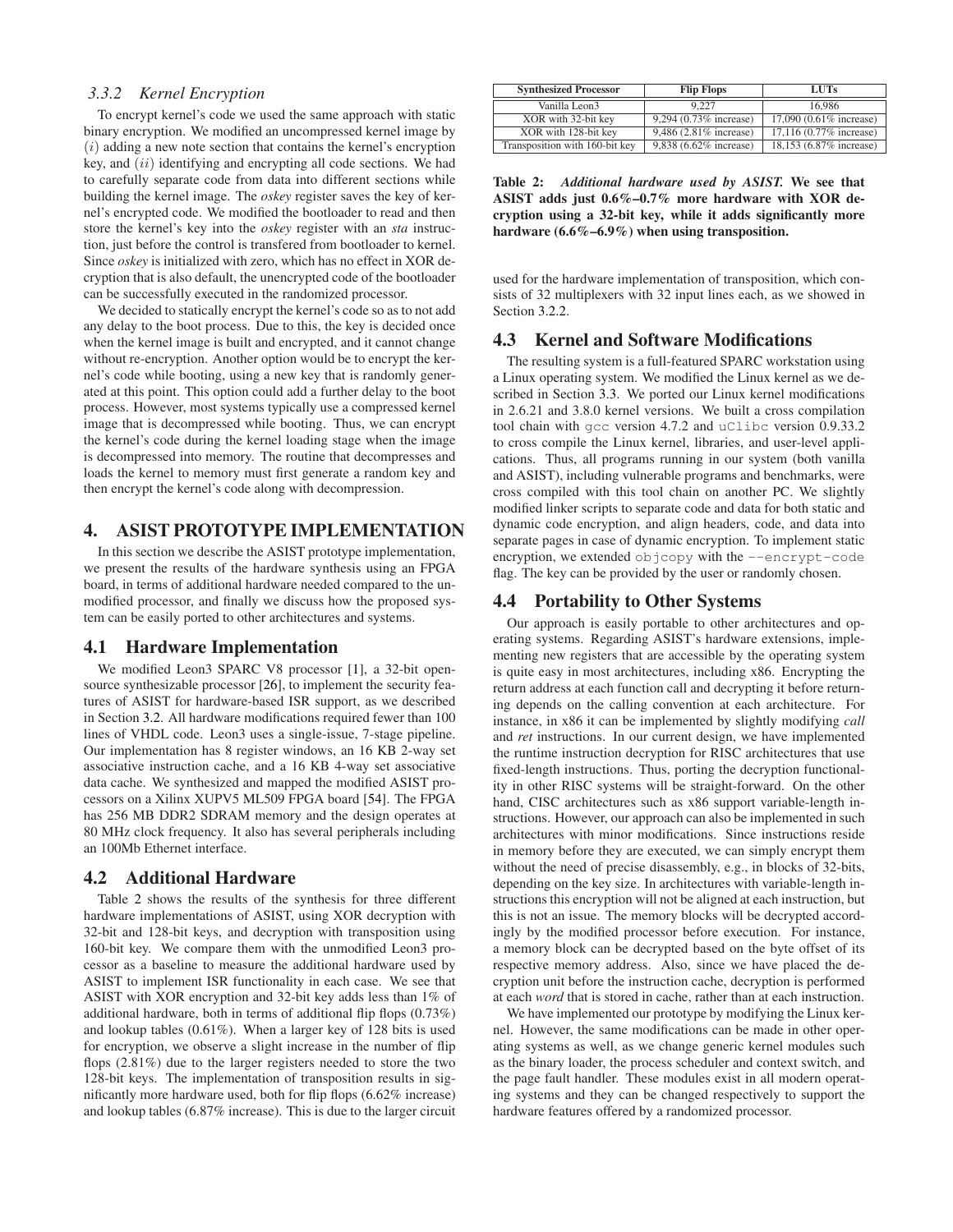### 3.3.2 Kernel Encryption

To encrypt kernel's code we used the same approach with static binary encryption. We modified an uncompressed kernel image by $(i)$ adding a new note section that contains the kernel's encryption key, and $(ii)$ identifying and encrypting all code sections. We had to carefully separate code from data into different sections while building the kernel image. The *oskey* register saves the key of kernel's encrypted code. We modified the bootloader to read and then store the kernel's key into the *oskey* register with an *sta* instruction, just before the control is transfered from bootloader to kernel. Since *oskey* is initialized with zero, which has no effect in XOR decryption that is also default, the unencrypted code of the bootloader can be successfully executed in the randomized processor.

We decided to statically encrypt the kernel's code so as to not add any delay to the boot process. Due to this, the key is decided once when the kernel image is built and encrypted, and it cannot change without re-encryption. Another option would be to encrypt the kernel's code while booting, using a new key that is randomly generated at this point. This option could add a further delay to the boot process. However, most systems typically use a compressed kernel image that is decompressed while booting. Thus, we can encrypt the kernel's code during the kernel loading stage when the image is decompressed into memory. The routine that decompresses and loads the kernel to memory must first generate a random key and then encrypt the kernel's code along with decompression.

## 4. ASIST PROTOTYPE IMPLEMENTATION

In this section we describe the ASIST prototype implementation, we present the results of the hardware synthesis using an FPGA board, in terms of additional hardware needed compared to the unmodified processor, and finally we discuss how the proposed system can be easily ported to other architectures and systems.

### 4.1 Hardware Implementation

We modified Leon3 SPARC V8 processor [1], a 32-bit open-source synthesizable processor [26], to implement the security features of ASIST for hardware-based ISR support, as we described in Section 3.2. All hardware modifications required fewer than 100 lines of VHDL code. Leon3 uses a single-issue, 7-stage pipeline. Our implementation has 8 register windows, an 16 KB 2-way set associative instruction cache, and a 16 KB 4-way set associative data cache. We synthesized and mapped the modified ASIST processors on a Xilinx XUPV5 ML509 FPGA board [54]. The FPGA has 256 MB DDR2 SDRAM memory and the design operates at 80 MHz clock frequency. It also has several peripherals including an 100Mb Ethernet interface.

### 4.2 Additional Hardware

Table 2 shows the results of the synthesis for three different hardware implementations of ASIST, using XOR decryption with 32-bit and 128-bit keys, and decryption with transposition using 160-bit key. We compare them with the unmodified Leon3 processor as a baseline to measure the additional hardware used by ASIST to implement ISR functionality in each case. We see that ASIST with XOR encryption and 32-bit key adds less than 1% of additional hardware, both in terms of additional flip flops (0.73%) and lookup tables (0.61%). When a larger key of 128 bits is used for encryption, we observe a slight increase in the number of flip flops (2.81%) due to the larger registers needed to store the two 128-bit keys. The implementation of transposition results in significantly more hardware used, both for flip flops (6.62% increase) and lookup tables (6.87% increase). This is due to the larger circuit used for the hardware implementation of transposition, which consists of 32 multiplexers with 32 input lines each, as we showed in Section 3.2.2.

| Synthesized Processor | Flip Flops | LUTs |
|---|---|---|
| Vanilla Leon3 | 9,227 | 16,986 |
| XOR with 32-bit key | 9,294 (0.73% increase) | 17,090 (0.61% increase) |
| XOR with 128-bit key | 9,486 (2.81% increase) | 17,116 (0.77% increase) |
| Transposition with 160-bit key | 9,838 (6.62% increase) | 18,153 (6.87% increase) |

**Table 2: *Additional hardware used by ASIST.* We see that ASIST adds just 0.6%–0.7% more hardware with XOR decryption using a 32-bit key, while it adds significantly more hardware (6.6%–6.9%) when using transposition.**

### 4.3 Kernel and Software Modifications

The resulting system is a full-featured SPARC workstation using a Linux operating system. We modified the Linux kernel as we described in Section 3.3. We ported our Linux kernel modifications in 2.6.21 and 3.8.0 kernel versions. We built a cross compilation tool chain with `gcc` version 4.7.2 and `uClibc` version 0.9.33.2 to cross compile the Linux kernel, libraries, and user-level applications. Thus, all programs running in our system (both vanilla and ASIST), including vulnerable programs and benchmarks, were cross compiled with this tool chain on another PC. We slightly modified linker scripts to separate code and data for both static and dynamic code encryption, and align headers, code, and data into separate pages in case of dynamic encryption. To implement static encryption, we extended `objcopy` with the `--encrypt-code` flag. The key can be provided by the user or randomly chosen.

### 4.4 Portability to Other Systems

Our approach is easily portable to other architectures and operating systems. Regarding ASIST's hardware extensions, implementing new registers that are accessible by the operating system is quite easy in most architectures, including x86. Encrypting the return address at each function call and decrypting it before returning depends on the calling convention at each architecture. For instance, in x86 it can be implemented by slightly modifying *call* and *ret* instructions. In our current design, we have implemented the runtime instruction decryption for RISC architectures that use fixed-length instructions. Thus, porting the decryption functionality in other RISC systems will be straight-forward. On the other hand, CISC architectures such as x86 support variable-length instructions. However, our approach can also be implemented in such architectures with minor modifications. Since instructions reside in memory before they are executed, we can simply encrypt them without the need of precise disassembly, e.g., in blocks of 32-bits, depending on the key size. In architectures with variable-length instructions this encryption will not be aligned at each instruction, but this is not an issue. The memory blocks will be decrypted accordingly by the modified processor before execution. For instance, a memory block can be decrypted based on the byte offset of its respective memory address. Also, since we have placed the decryption unit before the instruction cache, decryption is performed at each *word* that is stored in cache, rather than at each instruction.

We have implemented our prototype by modifying the Linux kernel. However, the same modifications can be made in other operating systems as well, as we change generic kernel modules such as the binary loader, the process scheduler and context switch, and the page fault handler. These modules exist in all modern operating systems and they can be changed respectively to support the hardware features offered by a randomized processor.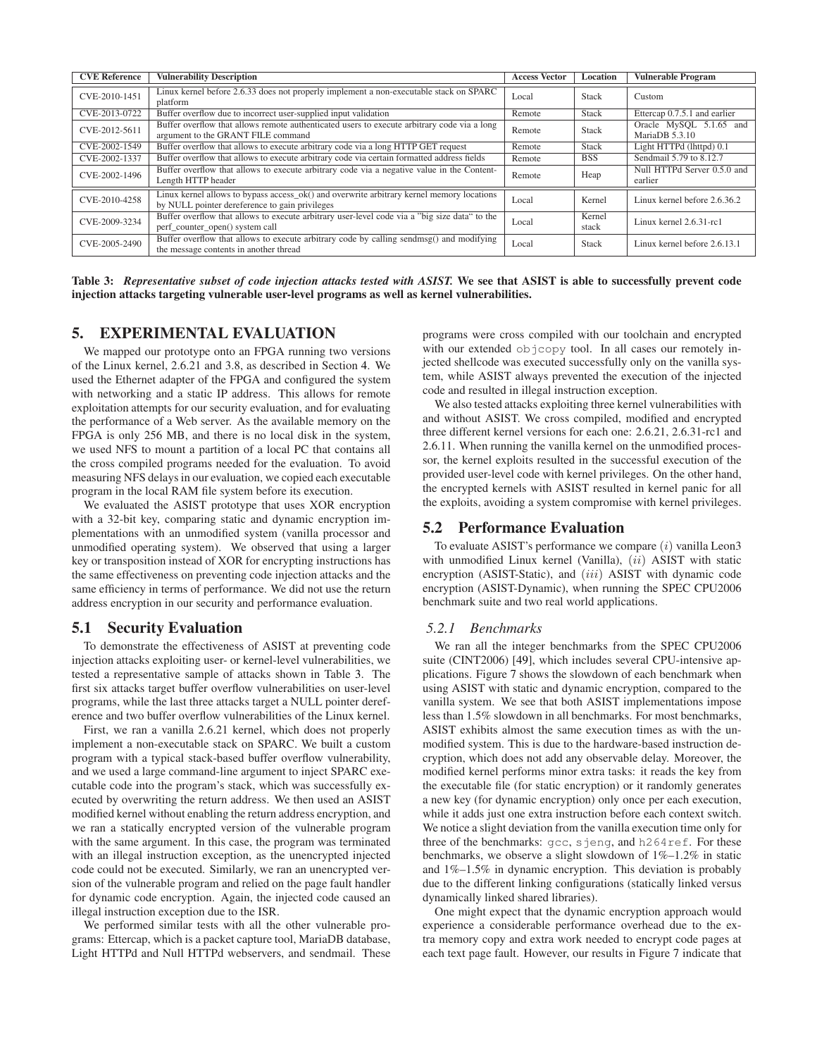| CVE Reference | Vulnerability Description | Access Vector | Location | Vulnerable Program |
|---|---|---|---|---|
| CVE-2010-1451 | Linux kernel before 2.6.33 does not properly implement a non-executable stack on SPARC platform | Local | Stack | Custom |
| CVE-2013-0722 | Buffer overflow due to incorrect user-supplied input validation | Remote | Stack | Ettercap 0.7.5.1 and earlier |
| CVE-2012-5611 | Buffer overflow that allows remote authenticated users to execute arbitrary code via a long argument to the GRANT FILE command | Remote | Stack | Oracle MySQL 5.1.65 and MariaDB 5.3.10 |
| CVE-2002-1549 | Buffer overflow that allows to execute arbitrary code via a long HTTP GET request | Remote | Stack | Light HTTPd (lhttpd) 0.1 |
| CVE-2002-1337 | Buffer overflow that allows to execute arbitrary code via certain formatted address fields | Remote | BSS | Sendmail 5.79 to 8.12.7 |
| CVE-2002-1496 | Buffer overflow that allows to execute arbitrary code via a negative value in the Content-Length HTTP header | Remote | Heap | Null HTTPd Server 0.5.0 and earlier |
| CVE-2010-4258 | Linux kernel allows to bypass access_ok() and overwrite arbitrary kernel memory locations by NULL pointer dereference to gain privileges | Local | Kernel | Linux kernel before 2.6.36.2 |
| CVE-2009-3234 | Buffer overflow that allows to execute arbitrary user-level code via a "big size data" to the perf_counter_open() system call | Local | Kernel stack | Linux kernel 2.6.31-rc1 |
| CVE-2005-2490 | Buffer overflow that allows to execute arbitrary code by calling sendmsg() and modifying the message contents in another thread | Local | Stack | Linux kernel before 2.6.13.1 |

**Table 3:** ***Representative subset of code injection attacks tested with ASIST.*** **We see that ASIST is able to successfully prevent code injection attacks targeting vulnerable user-level programs as well as kernel vulnerabilities.**

## 5. EXPERIMENTAL EVALUATION

We mapped our prototype onto an FPGA running two versions of the Linux kernel, 2.6.21 and 3.8, as described in Section 4. We used the Ethernet adapter of the FPGA and configured the system with networking and a static IP address. This allows for remote exploitation attempts for our security evaluation, and for evaluating the performance of a Web server. As the available memory on the FPGA is only 256 MB, and there is no local disk in the system, we used NFS to mount a partition of a local PC that contains all the cross compiled programs needed for the evaluation. To avoid measuring NFS delays in our evaluation, we copied each executable program in the local RAM file system before its execution.

We evaluated the ASIST prototype that uses XOR encryption with a 32-bit key, comparing static and dynamic encryption implementations with an unmodified system (vanilla processor and unmodified operating system). We observed that using a larger key or transposition instead of XOR for encrypting instructions has the same effectiveness on preventing code injection attacks and the same efficiency in terms of performance. We did not use the return address encryption in our security and performance evaluation.

### 5.1 Security Evaluation

To demonstrate the effectiveness of ASIST at preventing code injection attacks exploiting user- or kernel-level vulnerabilities, we tested a representative sample of attacks shown in Table 3. The first six attacks target buffer overflow vulnerabilities on user-level programs, while the last three attacks target a NULL pointer dereference and two buffer overflow vulnerabilities of the Linux kernel.

First, we ran a vanilla 2.6.21 kernel, which does not properly implement a non-executable stack on SPARC. We built a custom program with a typical stack-based buffer overflow vulnerability, and we used a large command-line argument to inject SPARC executable code into the program's stack, which was successfully executed by overwriting the return address. We then used an ASIST modified kernel without enabling the return address encryption, and we ran a statically encrypted version of the vulnerable program with the same argument. In this case, the program was terminated with an illegal instruction exception, as the unencrypted injected code could not be executed. Similarly, we ran an unencrypted version of the vulnerable program and relied on the page fault handler for dynamic code encryption. Again, the injected code caused an illegal instruction exception due to the ISR.

We performed similar tests with all the other vulnerable programs: Ettercap, which is a packet capture tool, MariaDB database, Light HTTPd and Null HTTPd webservers, and sendmail. These programs were cross compiled with our toolchain and encrypted with our extended `objcopy` tool. In all cases our remotely injected shellcode was executed successfully only on the vanilla system, while ASIST always prevented the execution of the injected code and resulted in illegal instruction exception.

We also tested attacks exploiting three kernel vulnerabilities with and without ASIST. We cross compiled, modified and encrypted three different kernel versions for each one: 2.6.21, 2.6.31-rc1 and 2.6.11. When running the vanilla kernel on the unmodified processor, the kernel exploits resulted in the successful execution of the provided user-level code with kernel privileges. On the other hand, the encrypted kernels with ASIST resulted in kernel panic for all the exploits, avoiding a system compromise with kernel privileges.

### 5.2 Performance Evaluation

To evaluate ASIST's performance we compare $(i)$ vanilla Leon3 with unmodified Linux kernel (Vanilla), $(ii)$ ASIST with static encryption (ASIST-Static), and $(iii)$ ASIST with dynamic code encryption (ASIST-Dynamic), when running the SPEC CPU2006 benchmark suite and two real world applications.

#### *5.2.1 Benchmarks*

We ran all the integer benchmarks from the SPEC CPU2006 suite (CINT2006) [49], which includes several CPU-intensive applications. Figure 7 shows the slowdown of each benchmark when using ASIST with static and dynamic encryption, compared to the vanilla system. We see that both ASIST implementations impose less than 1.5% slowdown in all benchmarks. For most benchmarks, ASIST exhibits almost the same execution times as with the unmodified system. This is due to the hardware-based instruction decryption, which does not add any observable delay. Moreover, the modified kernel performs minor extra tasks: it reads the key from the executable file (for static encryption) or it randomly generates a new key (for dynamic encryption) only once per each execution, while it adds just one extra instruction before each context switch. We notice a slight deviation from the vanilla execution time only for three of the benchmarks: `gcc`, `sjeng`, and `h264ref`. For these benchmarks, we observe a slight slowdown of 1%–1.2% in static and 1%–1.5% in dynamic encryption. This deviation is probably due to the different linking configurations (statically linked versus dynamically linked shared libraries).

One might expect that the dynamic encryption approach would experience a considerable performance overhead due to the extra memory copy and extra work needed to encrypt code pages at each text page fault. However, our results in Figure 7 indicate that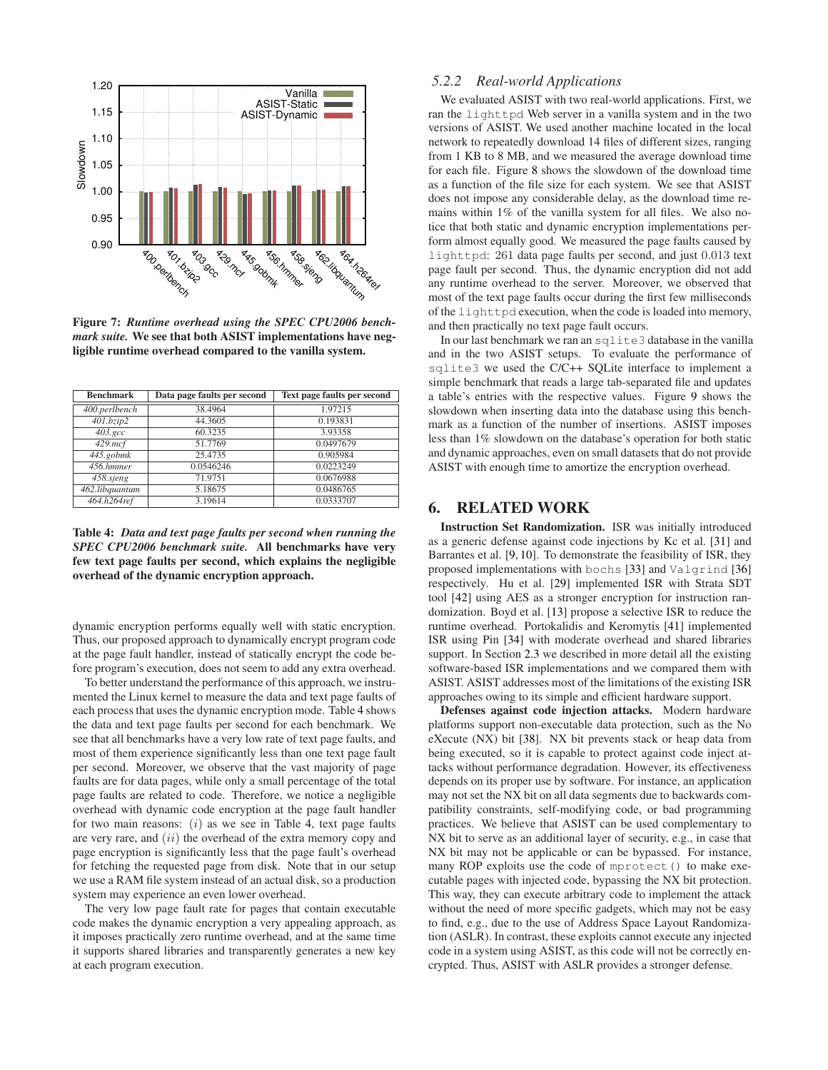Figure 7: *Runtime overhead using the SPEC CPU2006 benchmark suite.* We see that both ASIST implementations have negligible runtime overhead compared to the vanilla system.

| Benchmark | Data page faults per second | Text page faults per second |
|---|---|---|
| *400.perlbench* | 38.4964 | 1.97215 |
| *401.bzip2* | 44.3605 | 0.193831 |
| *403.gcc* | 60.3235 | 3.93358 |
| *429.mcf* | 51.7769 | 0.0497679 |
| *445.gobmk* | 25.4735 | 0.905984 |
| *456.hmmer* | 0.0546246 | 0.0223249 |
| *458.sjeng* | 71.9751 | 0.0676988 |
| *462.libquantum* | 5.18675 | 0.0486765 |
| *464.h264ref* | 3.19614 | 0.0333707 |

**Table 4:** ***Data and text page faults per second when running the SPEC CPU2006 benchmark suite.*** **All benchmarks have very few text page faults per second, which explains the negligible overhead of the dynamic encryption approach.**

dynamic encryption performs equally well with static encryption. Thus, our proposed approach to dynamically encrypt program code at the page fault handler, instead of statically encrypt the code before program's execution, does not seem to add any extra overhead.

To better understand the performance of this approach, we instrumented the Linux kernel to measure the data and text page faults of each process that uses the dynamic encryption mode. Table 4 shows the data and text page faults per second for each benchmark. We see that all benchmarks have a very low rate of text page faults, and most of them experience significantly less than one text page fault per second. Moreover, we observe that the vast majority of page faults are for data pages, while only a small percentage of the total page faults are related to code. Therefore, we notice a negligible overhead with dynamic code encryption at the page fault handler for two main reasons: $(i)$ as we see in Table 4, text page faults are very rare, and $(ii)$ the overhead of the extra memory copy and page encryption is significantly less that the page fault's overhead for fetching the requested page from disk. Note that in our setup we use a RAM file system instead of an actual disk, so a production system may experience an even lower overhead.

The very low page fault rate for pages that contain executable code makes the dynamic encryption a very appealing approach, as it imposes practically zero runtime overhead, and at the same time it supports shared libraries and transparently generates a new key at each program execution.

### 5.2.2 Real-world Applications

We evaluated ASIST with two real-world applications. First, we ran the `lighttpd` Web server in a vanilla system and in the two versions of ASIST. We used another machine located in the local network to repeatedly download 14 files of different sizes, ranging from 1 KB to 8 MB, and we measured the average download time for each file. Figure 8 shows the slowdown of the download time as a function of the file size for each system. We see that ASIST does not impose any considerable delay, as the download time remains within 1% of the vanilla system for all files. We also notice that both static and dynamic encryption implementations perform almost equally good. We measured the page faults caused by `lighttpd`: 261 data page faults per second, and just 0.013 text page fault per second. Thus, the dynamic encryption did not add any runtime overhead to the server. Moreover, we observed that most of the text page faults occur during the first few milliseconds of the `lighttpd` execution, when the code is loaded into memory, and then practically no text page fault occurs.

In our last benchmark we ran an `sqlite3` database in the vanilla and in the two ASIST setups. To evaluate the performance of `sqlite3` we used the C/C++ SQLite interface to implement a simple benchmark that reads a large tab-separated file and updates a table's entries with the respective values. Figure 9 shows the slowdown when inserting data into the database using this benchmark as a function of the number of insertions. ASIST imposes less than 1% slowdown on the database's operation for both static and dynamic approaches, even on small datasets that do not provide ASIST with enough time to amortize the encryption overhead.

## 6. RELATED WORK

**Instruction Set Randomization.** ISR was initially introduced as a generic defense against code injections by Kc et al. [31] and Barrantes et al. [9, 10]. To demonstrate the feasibility of ISR, they proposed implementations with `bochs` [33] and `Valgrind` [36] respectively. Hu et al. [29] implemented ISR with Strata SDT tool [42] using AES as a stronger encryption for instruction randomization. Boyd et al. [13] propose a selective ISR to reduce the runtime overhead. Portokalidis and Keromytis [41] implemented ISR using Pin [34] with moderate overhead and shared libraries support. In Section 2.3 we described in more detail all the existing software-based ISR implementations and we compared them with ASIST. ASIST addresses most of the limitations of the existing ISR approaches owing to its simple and efficient hardware support.

**Defenses against code injection attacks.** Modern hardware platforms support non-executable data protection, such as the No eXecute (NX) bit [38]. NX bit prevents stack or heap data from being executed, so it is capable to protect against code inject attacks without performance degradation. However, its effectiveness depends on its proper use by software. For instance, an application may not set the NX bit on all data segments due to backwards compatibility constraints, self-modifying code, or bad programming practices. We believe that ASIST can be used complementary to NX bit to serve as an additional layer of security, e.g., in case that NX bit may not be applicable or can be bypassed. For instance, many ROP exploits use the code of `mprotect()` to make executable pages with injected code, bypassing the NX bit protection. This way, they can execute arbitrary code to implement the attack without the need of more specific gadgets, which may not be easy to find, e.g., due to the use of Address Space Layout Randomization (ASLR). In contrast, these exploits cannot execute any injected code in a system using ASIST, as this code will not be correctly encrypted. Thus, ASIST with ASLR provides a stronger defense.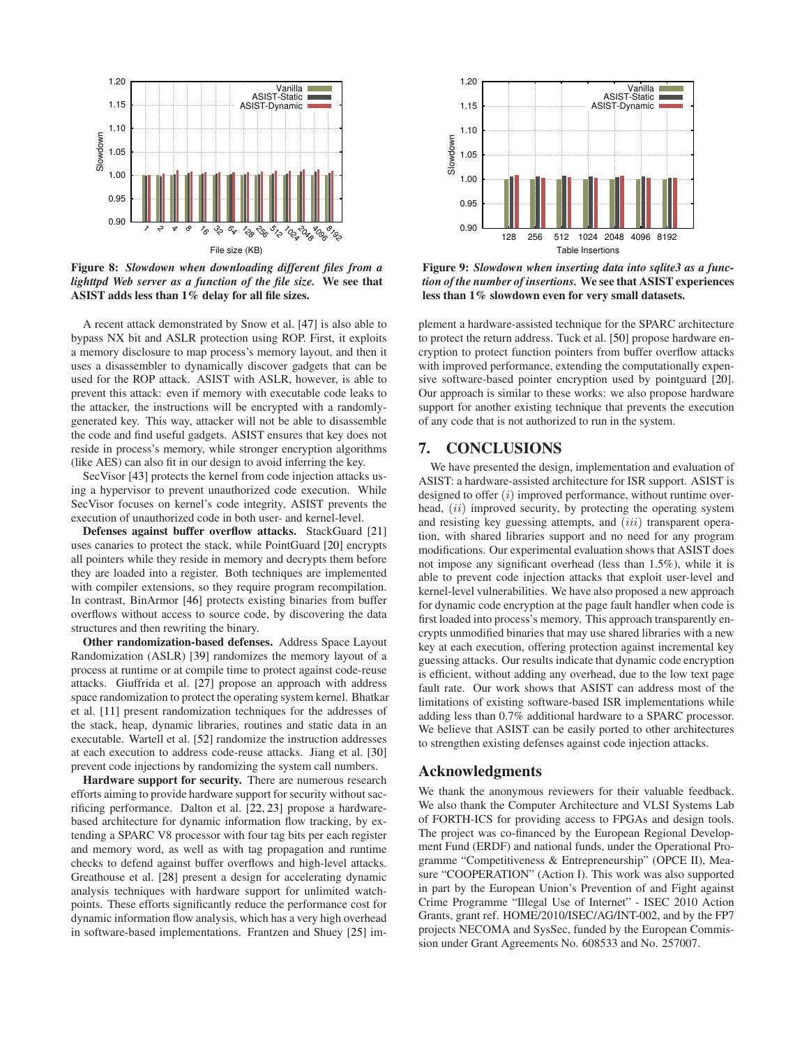1.20
1.15
1.10
1.05
1.00
0.95
0.90

Slowdown

Vanilla
ASIST-Static
ASIST-Dynamic

1 2 4 8 16 32 64 128 256 512 1024 2048 4096 8192

File size (KB)

**Figure 8:** ***Slowdown when downloading different files from a lighttpd Web server as a function of the file size.*** **We see that ASIST adds less than 1% delay for all file sizes.**

1.20
1.15
1.10
1.05
1.00
0.95
0.90

Slowdown

Vanilla
ASIST-Static
ASIST-Dynamic

128 256 512 1024 2048 4096 8192

Table Insertions

**Figure 9:** ***Slowdown when inserting data into sqlite3 as a function of the number of insertions.*** **We see that ASIST experiences less than 1% slowdown even for very small datasets.**

A recent attack demonstrated by Snow et al. [47] is also able to bypass NX bit and ASLR protection using ROP. First, it exploits a memory disclosure to map process's memory layout, and then it uses a disassembler to dynamically discover gadgets that can be used for the ROP attack. ASIST with ASLR, however, is able to prevent this attack: even if memory with executable code leaks to the attacker, the instructions will be encrypted with a randomly-generated key. This way, attacker will not be able to disassemble the code and find useful gadgets. ASIST ensures that key does not reside in process's memory, while stronger encryption algorithms (like AES) can also fit in our design to avoid inferring the key.

SecVisor [43] protects the kernel from code injection attacks using a hypervisor to prevent unauthorized code execution. While SecVisor focuses on kernel's code integrity, ASIST prevents the execution of unauthorized code in both user- and kernel-level.

**Defenses against buffer overflow attacks.** StackGuard [21] uses canaries to protect the stack, while PointGuard [20] encrypts all pointers while they reside in memory and decrypts them before they are loaded into a register. Both techniques are implemented with compiler extensions, so they require program recompilation. In contrast, BinArmor [46] protects existing binaries from buffer overflows without access to source code, by discovering the data structures and then rewriting the binary.

**Other randomization-based defenses.** Address Space Layout Randomization (ASLR) [39] randomizes the memory layout of a process at runtime or at compile time to protect against code-reuse attacks. Giuffrida et al. [27] propose an approach with address space randomization to protect the operating system kernel. Bhatkar et al. [11] present randomization techniques for the addresses of the stack, heap, dynamic libraries, routines and static data in an executable. Wartell et al. [52] randomize the instruction addresses at each execution to address code-reuse attacks. Jiang et al. [30] prevent code injections by randomizing the system call numbers.

**Hardware support for security.** There are numerous research efforts aiming to provide hardware support for security without sacrificing performance. Dalton et al. [22, 23] propose a hardware-based architecture for dynamic information flow tracking, by extending a SPARC V8 processor with four tag bits per each register and memory word, as well as with tag propagation and runtime checks to defend against buffer overflows and high-level attacks. Greathouse et al. [28] present a design for accelerating dynamic analysis techniques with hardware support for unlimited watchpoints. These efforts significantly reduce the performance cost for dynamic information flow analysis, which has a very high overhead in software-based implementations. Frantzen and Shuey [25] implement a hardware-assisted technique for the SPARC architecture to protect the return address. Tuck et al. [50] propose hardware encryption to protect function pointers from buffer overflow attacks with improved performance, extending the computationally expensive software-based pointer encryption used by pointguard [20]. Our approach is similar to these works: we also propose hardware support for another existing technique that prevents the execution of any code that is not authorized to run in the system.

## 7. CONCLUSIONS

We have presented the design, implementation and evaluation of ASIST: a hardware-assisted architecture for ISR support. ASIST is designed to offer $(i)$ improved performance, without runtime overhead, $(ii)$ improved security, by protecting the operating system and resisting key guessing attempts, and $(iii)$ transparent operation, with shared libraries support and no need for any program modifications. Our experimental evaluation shows that ASIST does not impose any significant overhead (less than 1.5%), while it is able to prevent code injection attacks that exploit user-level and kernel-level vulnerabilities. We have also proposed a new approach for dynamic code encryption at the page fault handler when code is first loaded into process's memory. This approach transparently encrypts unmodified binaries that may use shared libraries with a new key at each execution, offering protection against incremental key guessing attacks. Our results indicate that dynamic code encryption is efficient, without adding any overhead, due to the low text page fault rate. Our work shows that ASIST can address most of the limitations of existing software-based ISR implementations while adding less than 0.7% additional hardware to a SPARC processor. We believe that ASIST can be easily ported to other architectures to strengthen existing defenses against code injection attacks.

## Acknowledgments

We thank the anonymous reviewers for their valuable feedback. We also thank the Computer Architecture and VLSI Systems Lab of FORTH-ICS for providing access to FPGAs and design tools. The project was co-financed by the European Regional Development Fund (ERDF) and national funds, under the Operational Programme "Competitiveness & Entrepreneurship" (OPCE II), Measure "COOPERATION" (Action I). This work was also supported in part by the European Union's Prevention of and Fight against Crime Programme "Illegal Use of Internet" - ISEC 2010 Action Grants, grant ref. HOME/2010/ISEC/AG/INT-002, and by the FP7 projects NECOMA and SysSec, funded by the European Commission under Grant Agreements No. 608533 and No. 257007.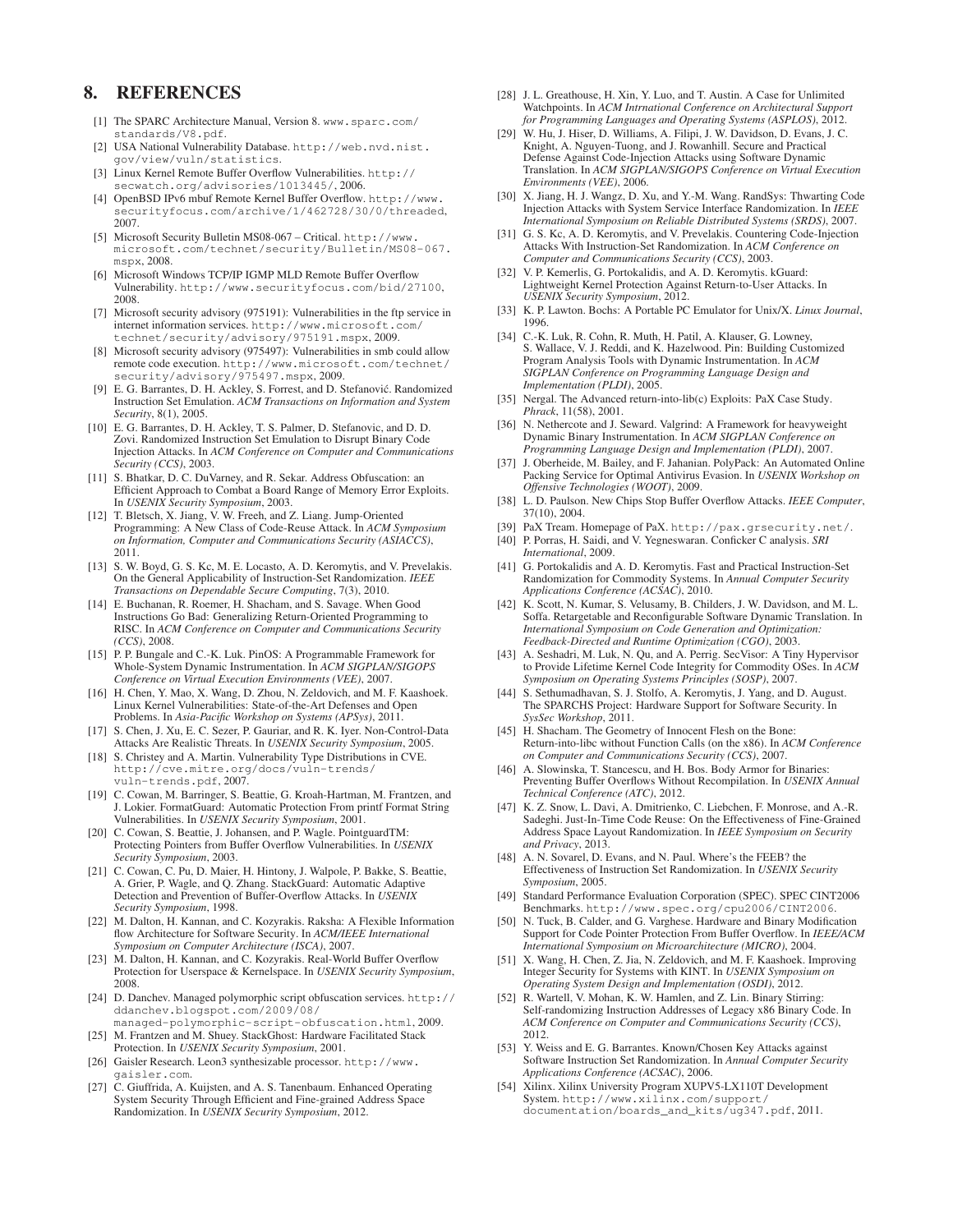## 8. REFERENCES

[1] The SPARC Architecture Manual, Version 8. www.sparc.com/standards/V8.pdf.

[2] USA National Vulnerability Database. http://web.nvd.nist.gov/view/vuln/statistics.

[3] Linux Kernel Remote Buffer Overflow Vulnerabilities. http://secwatch.org/advisories/1013445/, 2006.

[4] OpenBSD IPv6 mbuf Remote Kernel Buffer Overflow. http://www.securityfocus.com/archive/1/462728/30/0/threaded, 2007.

[5] Microsoft Security Bulletin MS08-067 – Critical. http://www.microsoft.com/technet/security/Bulletin/MS08-067.mspx, 2008.

[6] Microsoft Windows TCP/IP IGMP MLD Remote Buffer Overflow Vulnerability. http://www.securityfocus.com/bid/27100, 2008.

[7] Microsoft security advisory (975191): Vulnerabilities in the ftp service in internet information services. http://www.microsoft.com/technet/security/advisory/975191.mspx, 2009.

[8] Microsoft security advisory (975497): Vulnerabilities in smb could allow remote code execution. http://www.microsoft.com/technet/security/advisory/975497.mspx, 2009.

[9] E. G. Barrantes, D. H. Ackley, S. Forrest, and D. Stefanović. Randomized Instruction Set Emulation. *ACM Transactions on Information and System Security*, 8(1), 2005.

[10] E. G. Barrantes, D. H. Ackley, T. S. Palmer, D. Stefanovic, and D. D. Zovi. Randomized Instruction Set Emulation to Disrupt Binary Code Injection Attacks. In *ACM Conference on Computer and Communications Security (CCS)*, 2003.

[11] S. Bhatkar, D. C. DuVarney, and R. Sekar. Address Obfuscation: an Efficient Approach to Combat a Board Range of Memory Error Exploits. In *USENIX Security Symposium*, 2003.

[12] T. Bletsch, X. Jiang, V. W. Freeh, and Z. Liang. Jump-Oriented Programming: A New Class of Code-Reuse Attack. In *ACM Symposium on Information, Computer and Communications Security (ASIACCS)*, 2011.

[13] S. W. Boyd, G. S. Kc, M. E. Locasto, A. D. Keromytis, and V. Prevelakis. On the General Applicability of Instruction-Set Randomization. *IEEE Transactions on Dependable Secure Computing*, 7(3), 2010.

[14] E. Buchanan, R. Roemer, H. Shacham, and S. Savage. When Good Instructions Go Bad: Generalizing Return-Oriented Programming to RISC. In *ACM Conference on Computer and Communications Security (CCS)*, 2008.

[15] P. P. Bungale and C.-K. Luk. PinOS: A Programmable Framework for Whole-System Dynamic Instrumentation. In *ACM SIGPLAN/SIGOPS Conference on Virtual Execution Environments (VEE)*, 2007.

[16] H. Chen, Y. Mao, X. Wang, D. Zhou, N. Zeldovich, and M. F. Kaashoek. Linux Kernel Vulnerabilities: State-of-the-Art Defenses and Open Problems. In *Asia-Pacific Workshop on Systems (APSys)*, 2011.

[17] S. Chen, J. Xu, E. C. Sezer, P. Gauriar, and R. K. Iyer. Non-Control-Data Attacks Are Realistic Threats. In *USENIX Security Symposium*, 2005.

[18] S. Christey and A. Martin. Vulnerability Type Distributions in CVE. http://cve.mitre.org/docs/vuln-trends/vuln-trends.pdf, 2007.

[19] C. Cowan, M. Barringer, S. Beattie, G. Kroah-Hartman, M. Frantzen, and J. Lokier. FormatGuard: Automatic Protection From printf Format String Vulnerabilities. In *USENIX Security Symposium*, 2001.

[20] C. Cowan, S. Beattie, J. Johansen, and P. Wagle. PointguardTM: Protecting Pointers from Buffer Overflow Vulnerabilities. In *USENIX Security Symposium*, 2003.

[21] C. Cowan, C. Pu, D. Maier, H. Hintony, J. Walpole, P. Bakke, S. Beattie, A. Grier, P. Wagle, and Q. Zhang. StackGuard: Automatic Adaptive Detection and Prevention of Buffer-Overflow Attacks. In *USENIX Security Symposium*, 1998.

[22] M. Dalton, H. Kannan, and C. Kozyrakis. Raksha: A Flexible Information flow Architecture for Software Security. In *ACM/IEEE International Symposium on Computer Architecture (ISCA)*, 2007.

[23] M. Dalton, H. Kannan, and C. Kozyrakis. Real-World Buffer Overflow Protection for Userspace & Kernelspace. In *USENIX Security Symposium*, 2008.

[24] D. Danchev. Managed polymorphic script obfuscation services. http://ddanchev.blogspot.com/2009/08/managed-polymorphic-script-obfuscation.html, 2009.

[25] M. Frantzen and M. Shuey. StackGhost: Hardware Facilitated Stack Protection. In *USENIX Security Symposium*, 2001.

[26] Gaisler Research. Leon3 synthesizable processor. http://www.gaisler.com.

[27] C. Giuffrida, A. Kuijsten, and A. S. Tanenbaum. Enhanced Operating System Security Through Efficient and Fine-grained Address Space Randomization. In *USENIX Security Symposium*, 2012.

[28] J. L. Greathouse, H. Xin, Y. Luo, and T. Austin. A Case for Unlimited Watchpoints. In *ACM Intrnational Conference on Architectural Support for Programming Languages and Operating Systems (ASPLOS)*, 2012.

[29] W. Hu, J. Hiser, D. Williams, A. Filipi, J. W. Davidson, D. Evans, J. C. Knight, A. Nguyen-Tuong, and J. Rowanhill. Secure and Practical Defense Against Code-Injection Attacks using Software Dynamic Translation. In *ACM SIGPLAN/SIGOPS Conference on Virtual Execution Environments (VEE)*, 2006.

[30] X. Jiang, H. J. Wangz, D. Xu, and Y.-M. Wang. RandSys: Thwarting Code Injection Attacks with System Service Interface Randomization. In *IEEE International Symposium on Reliable Distributed Systems (SRDS)*, 2007.

[31] G. S. Kc, A. D. Keromytis, and V. Prevelakis. Countering Code-Injection Attacks With Instruction-Set Randomization. In *ACM Conference on Computer and Communications Security (CCS)*, 2003.

[32] V. P. Kemerlis, G. Portokalidis, and A. D. Keromytis. kGuard: Lightweight Kernel Protection Against Return-to-User Attacks. In *USENIX Security Symposium*, 2012.

[33] K. P. Lawton. Bochs: A Portable PC Emulator for Unix/X. *Linux Journal*, 1996.

[34] C.-K. Luk, R. Cohn, R. Muth, H. Patil, A. Klauser, G. Lowney, S. Wallace, V. J. Reddi, and K. Hazelwood. Pin: Building Customized Program Analysis Tools with Dynamic Instrumentation. In *ACM SIGPLAN Conference on Programming Language Design and Implementation (PLDI)*, 2005.

[35] Nergal. The Advanced return-into-lib(c) Exploits: PaX Case Study. *Phrack*, 11(58), 2001.

[36] N. Nethercote and J. Seward. Valgrind: A Framework for heavyweight Dynamic Binary Instrumentation. In *ACM SIGPLAN Conference on Programming Language Design and Implementation (PLDI)*, 2007.

[37] J. Oberheide, M. Bailey, and F. Jahanian. PolyPack: An Automated Online Packing Service for Optimal Antivirus Evasion. In *USENIX Workshop on Offensive Technologies (WOOT)*, 2009.

[38] L. D. Paulson. New Chips Stop Buffer Overflow Attacks. *IEEE Computer*, 37(10), 2004.

[39] PaX Tream. Homepage of PaX. http://pax.grsecurity.net/.

[40] P. Porras, H. Saidi, and V. Yegneswaran. Conficker C analysis. *SRI International*, 2009.

[41] G. Portokalidis and A. D. Keromytis. Fast and Practical Instruction-Set Randomization for Commodity Systems. In *Annual Computer Security Applications Conference (ACSAC)*, 2010.

[42] K. Scott, N. Kumar, S. Velusamy, B. Childers, J. W. Davidson, and M. L. Soffa. Retargetable and Reconfigurable Software Dynamic Translation. In *International Symposium on Code Generation and Optimization: Feedback-Directed and Runtime Optimization (CGO)*, 2003.

[43] A. Seshadri, M. Luk, N. Qu, and A. Perrig. SecVisor: A Tiny Hypervisor to Provide Lifetime Kernel Code Integrity for Commodity OSes. In *ACM Symposium on Operating Systems Principles (SOSP)*, 2007.

[44] S. Sethumadhavan, S. J. Stolfo, A. Keromytis, J. Yang, and D. August. The SPARCHS Project: Hardware Support for Software Security. In *SysSec Workshop*, 2011.

[45] H. Shacham. The Geometry of Innocent Flesh on the Bone: Return-into-libc without Function Calls (on the x86). In *ACM Conference on Computer and Communications Security (CCS)*, 2007.

[46] A. Slowinska, T. Stancescu, and H. Bos. Body Armor for Binaries: Preventing Buffer Overflows Without Recompilation. In *USENIX Annual Technical Conference (ATC)*, 2012.

[47] K. Z. Snow, L. Davi, A. Dmitrienko, C. Liebchen, F. Monrose, and A.-R. Sadeghi. Just-In-Time Code Reuse: On the Effectiveness of Fine-Grained Address Space Layout Randomization. In *IEEE Symposium on Security and Privacy*, 2013.

[48] A. N. Sovarel, D. Evans, and N. Paul. Where's the FEEB? the Effectiveness of Instruction Set Randomization. In *USENIX Security Symposium*, 2005.

[49] Standard Performance Evaluation Corporation (SPEC). SPEC CINT2006 Benchmarks. http://www.spec.org/cpu2006/CINT2006.

[50] N. Tuck, B. Calder, and G. Varghese. Hardware and Binary Modification Support for Code Pointer Protection From Buffer Overflow. In *IEEE/ACM International Symposium on Microarchitecture (MICRO)*, 2004.

[51] X. Wang, H. Chen, Z. Jia, N. Zeldovich, and M. F. Kaashoek. Improving Integer Security for Systems with KINT. In *USENIX Symposium on Operating System Design and Implementation (OSDI)*, 2012.

[52] R. Wartell, V. Mohan, K. W. Hamlen, and Z. Lin. Binary Stirring: Self-randomizing Instruction Addresses of Legacy x86 Binary Code. In *ACM Conference on Computer and Communications Security (CCS)*, 2012.

[53] Y. Weiss and E. G. Barrantes. Known/Chosen Key Attacks against Software Instruction Set Randomization. In *Annual Computer Security Applications Conference (ACSAC)*, 2006.

[54] Xilinx. Xilinx University Program XUPV5-LX110T Development System. http://www.xilinx.com/support/documentation/boards_and_kits/ug347.pdf, 2011.